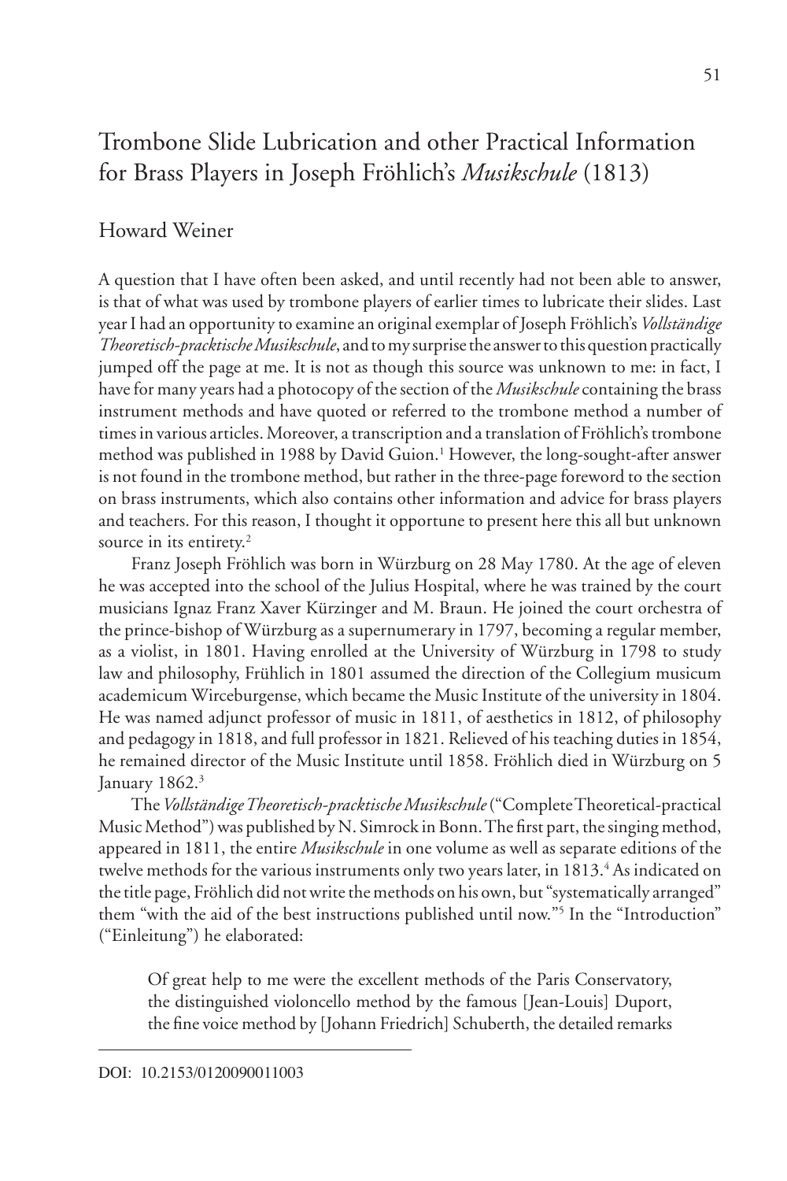# Trombone Slide Lubrication and other Practical Information for Brass Players in Joseph Fröhlich's *Musikschule* (1813)

Howard Weiner

A question that I have often been asked, and until recently had not been able to answer, is that of what was used by trombone players of earlier times to lubricate their slides. Last year I had an opportunity to examine an original exemplar of Joseph Fröhlich's *Vollständige Theoretisch-pracktische Musikschule*, and to my surprise the answer to this question practically jumped off the page at me. It is not as though this source was unknown to me: in fact, I have for many years had a photocopy of the section of the *Musikschule* containing the brass instrument methods and have quoted or referred to the trombone method a number of times in various articles. Moreover, a transcription and a translation of Fröhlich's trombone method was published in 1988 by David Guion.[1] However, the long-sought-after answer is not found in the trombone method, but rather in the three-page foreword to the section on brass instruments, which also contains other information and advice for brass players and teachers. For this reason, I thought it opportune to present here this all but unknown source in its entirety.[2]

Franz Joseph Fröhlich was born in Würzburg on 28 May 1780. At the age of eleven he was accepted into the school of the Julius Hospital, where he was trained by the court musicians Ignaz Franz Xaver Kürzinger and M. Braun. He joined the court orchestra of the prince-bishop of Würzburg as a supernumerary in 1797, becoming a regular member, as a violist, in 1801. Having enrolled at the University of Würzburg in 1798 to study law and philosophy, Frühlich in 1801 assumed the direction of the Collegium musicum academicum Wirceburgense, which became the Music Institute of the university in 1804. He was named adjunct professor of music in 1811, of aesthetics in 1812, of philosophy and pedagogy in 1818, and full professor in 1821. Relieved of his teaching duties in 1854, he remained director of the Music Institute until 1858. Fröhlich died in Würzburg on 5 January 1862.[3]

The *Vollständige Theoretisch-pracktische Musikschule* ("Complete Theoretical-practical Music Method") was published by N. Simrock in Bonn. The first part, the singing method, appeared in 1811, the entire *Musikschule* in one volume as well as separate editions of the twelve methods for the various instruments only two years later, in 1813.[4] As indicated on the title page, Fröhlich did not write the methods on his own, but "systematically arranged" them "with the aid of the best instructions published until now."[5] In the "Introduction" ("Einleitung") he elaborated:

> Of great help to me were the excellent methods of the Paris Conservatory, the distinguished violoncello method by the famous [Jean-Louis] Duport, the fine voice method by [Johann Friedrich] Schuberth, the detailed remarks

DOI: 10.2153/0120090011003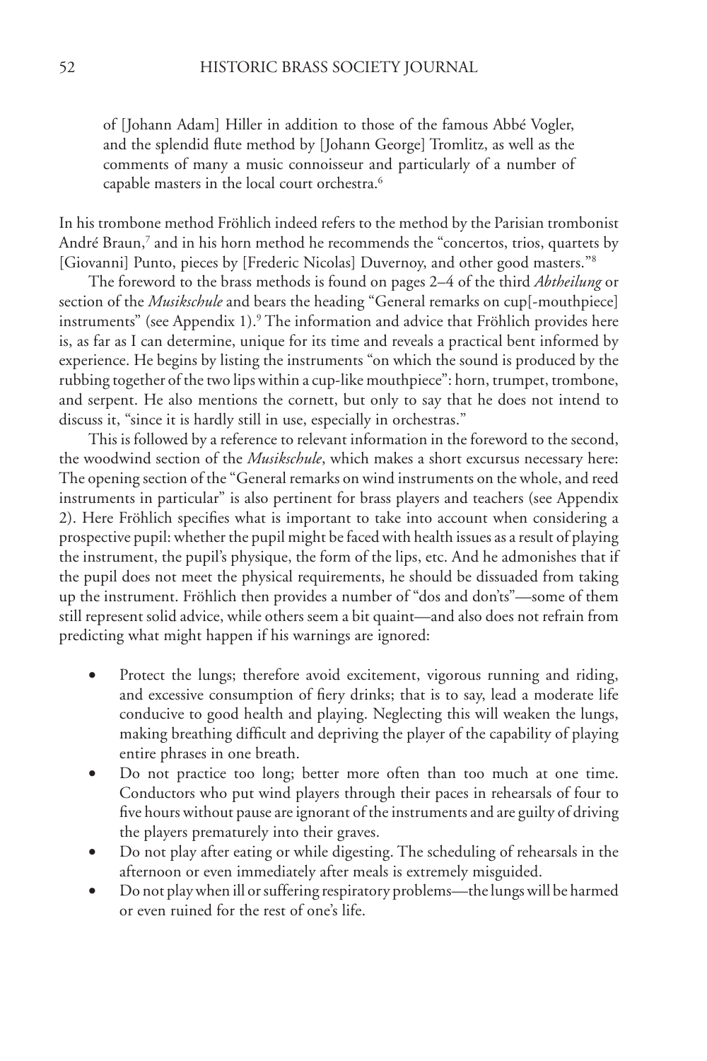of [Johann Adam] Hiller in addition to those of the famous Abbé Vogler, and the splendid flute method by [Johann George] Tromlitz, as well as the comments of many a music connoisseur and particularly of a number of capable masters in the local court orchestra.[6]

In his trombone method Fröhlich indeed refers to the method by the Parisian trombonist André Braun,[7] and in his horn method he recommends the "concertos, trios, quartets by [Giovanni] Punto, pieces by [Frederic Nicolas] Duvernoy, and other good masters."[8]

The foreword to the brass methods is found on pages 2–4 of the third *Abtheilung* or section of the *Musikschule* and bears the heading "General remarks on cup[-mouthpiece] instruments" (see Appendix 1).[9] The information and advice that Fröhlich provides here is, as far as I can determine, unique for its time and reveals a practical bent informed by experience. He begins by listing the instruments "on which the sound is produced by the rubbing together of the two lips within a cup-like mouthpiece": horn, trumpet, trombone, and serpent. He also mentions the cornett, but only to say that he does not intend to discuss it, "since it is hardly still in use, especially in orchestras."

This is followed by a reference to relevant information in the foreword to the second, the woodwind section of the *Musikschule*, which makes a short excursus necessary here: The opening section of the "General remarks on wind instruments on the whole, and reed instruments in particular" is also pertinent for brass players and teachers (see Appendix 2). Here Fröhlich specifies what is important to take into account when considering a prospective pupil: whether the pupil might be faced with health issues as a result of playing the instrument, the pupil's physique, the form of the lips, etc. And he admonishes that if the pupil does not meet the physical requirements, he should be dissuaded from taking up the instrument. Fröhlich then provides a number of "dos and don'ts"—some of them still represent solid advice, while others seem a bit quaint—and also does not refrain from predicting what might happen if his warnings are ignored:

- Protect the lungs; therefore avoid excitement, vigorous running and riding, and excessive consumption of fiery drinks; that is to say, lead a moderate life conducive to good health and playing. Neglecting this will weaken the lungs, making breathing difficult and depriving the player of the capability of playing entire phrases in one breath.
- Do not practice too long; better more often than too much at one time. Conductors who put wind players through their paces in rehearsals of four to five hours without pause are ignorant of the instruments and are guilty of driving the players prematurely into their graves.
- Do not play after eating or while digesting. The scheduling of rehearsals in the afternoon or even immediately after meals is extremely misguided.
- Do not play when ill or suffering respiratory problems—the lungs will be harmed or even ruined for the rest of one's life.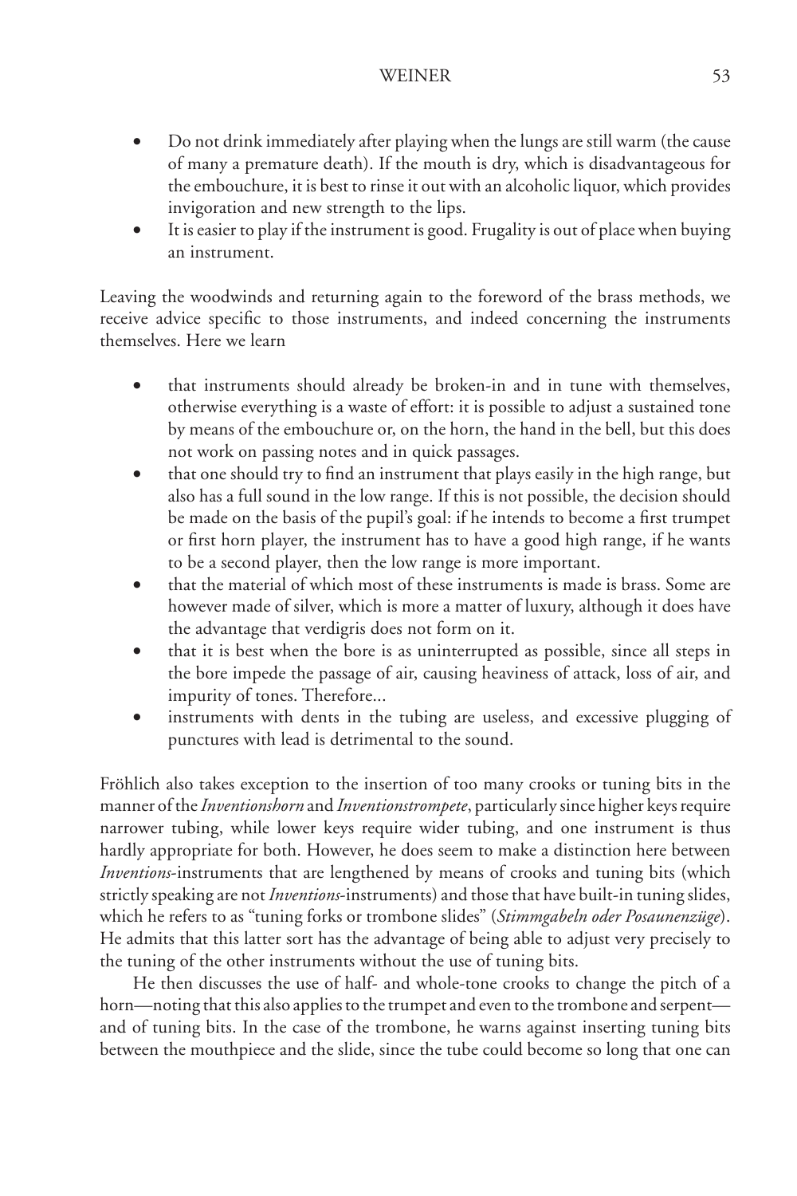- Do not drink immediately after playing when the lungs are still warm (the cause of many a premature death). If the mouth is dry, which is disadvantageous for the embouchure, it is best to rinse it out with an alcoholic liquor, which provides invigoration and new strength to the lips.
- It is easier to play if the instrument is good. Frugality is out of place when buying an instrument.

Leaving the woodwinds and returning again to the foreword of the brass methods, we receive advice specific to those instruments, and indeed concerning the instruments themselves. Here we learn

- that instruments should already be broken-in and in tune with themselves, otherwise everything is a waste of effort: it is possible to adjust a sustained tone by means of the embouchure or, on the horn, the hand in the bell, but this does not work on passing notes and in quick passages.
- that one should try to find an instrument that plays easily in the high range, but also has a full sound in the low range. If this is not possible, the decision should be made on the basis of the pupil's goal: if he intends to become a first trumpet or first horn player, the instrument has to have a good high range, if he wants to be a second player, then the low range is more important.
- that the material of which most of these instruments is made is brass. Some are however made of silver, which is more a matter of luxury, although it does have the advantage that verdigris does not form on it.
- that it is best when the bore is as uninterrupted as possible, since all steps in the bore impede the passage of air, causing heaviness of attack, loss of air, and impurity of tones. Therefore...
- instruments with dents in the tubing are useless, and excessive plugging of punctures with lead is detrimental to the sound.

Fröhlich also takes exception to the insertion of too many crooks or tuning bits in the manner of the *Inventionshorn* and *Inventionstrompete*, particularly since higher keys require narrower tubing, while lower keys require wider tubing, and one instrument is thus hardly appropriate for both. However, he does seem to make a distinction here between *Inventions*-instruments that are lengthened by means of crooks and tuning bits (which strictly speaking are not *Inventions*-instruments) and those that have built-in tuning slides, which he refers to as "tuning forks or trombone slides" (*Stimmgabeln oder Posaunenzüge*). He admits that this latter sort has the advantage of being able to adjust very precisely to the tuning of the other instruments without the use of tuning bits.

He then discusses the use of half- and whole-tone crooks to change the pitch of a horn—noting that this also applies to the trumpet and even to the trombone and serpent—and of tuning bits. In the case of the trombone, he warns against inserting tuning bits between the mouthpiece and the slide, since the tube could become so long that one can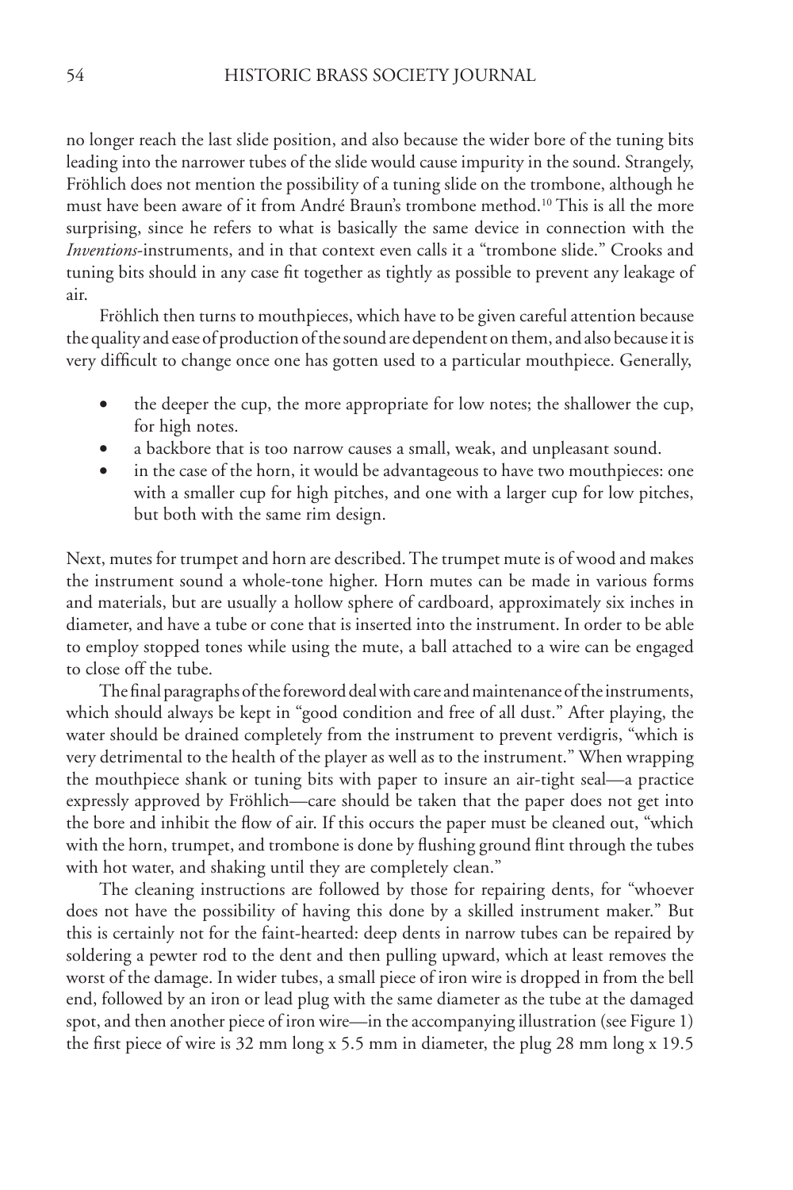no longer reach the last slide position, and also because the wider bore of the tuning bits leading into the narrower tubes of the slide would cause impurity in the sound. Strangely, Fröhlich does not mention the possibility of a tuning slide on the trombone, although he must have been aware of it from André Braun's trombone method.[10] This is all the more surprising, since he refers to what is basically the same device in connection with the *Inventions*-instruments, and in that context even calls it a "trombone slide." Crooks and tuning bits should in any case fit together as tightly as possible to prevent any leakage of air.

Fröhlich then turns to mouthpieces, which have to be given careful attention because the quality and ease of production of the sound are dependent on them, and also because it is very difficult to change once one has gotten used to a particular mouthpiece. Generally,

- the deeper the cup, the more appropriate for low notes; the shallower the cup, for high notes.
- a backbore that is too narrow causes a small, weak, and unpleasant sound.
- in the case of the horn, it would be advantageous to have two mouthpieces: one with a smaller cup for high pitches, and one with a larger cup for low pitches, but both with the same rim design.

Next, mutes for trumpet and horn are described. The trumpet mute is of wood and makes the instrument sound a whole-tone higher. Horn mutes can be made in various forms and materials, but are usually a hollow sphere of cardboard, approximately six inches in diameter, and have a tube or cone that is inserted into the instrument. In order to be able to employ stopped tones while using the mute, a ball attached to a wire can be engaged to close off the tube.

The final paragraphs of the foreword deal with care and maintenance of the instruments, which should always be kept in "good condition and free of all dust." After playing, the water should be drained completely from the instrument to prevent verdigris, "which is very detrimental to the health of the player as well as to the instrument." When wrapping the mouthpiece shank or tuning bits with paper to insure an air-tight seal—a practice expressly approved by Fröhlich—care should be taken that the paper does not get into the bore and inhibit the flow of air. If this occurs the paper must be cleaned out, "which with the horn, trumpet, and trombone is done by flushing ground flint through the tubes with hot water, and shaking until they are completely clean."

The cleaning instructions are followed by those for repairing dents, for "whoever does not have the possibility of having this done by a skilled instrument maker." But this is certainly not for the faint-hearted: deep dents in narrow tubes can be repaired by soldering a pewter rod to the dent and then pulling upward, which at least removes the worst of the damage. In wider tubes, a small piece of iron wire is dropped in from the bell end, followed by an iron or lead plug with the same diameter as the tube at the damaged spot, and then another piece of iron wire—in the accompanying illustration (see Figure 1) the first piece of wire is 32 mm long x 5.5 mm in diameter, the plug 28 mm long x 19.5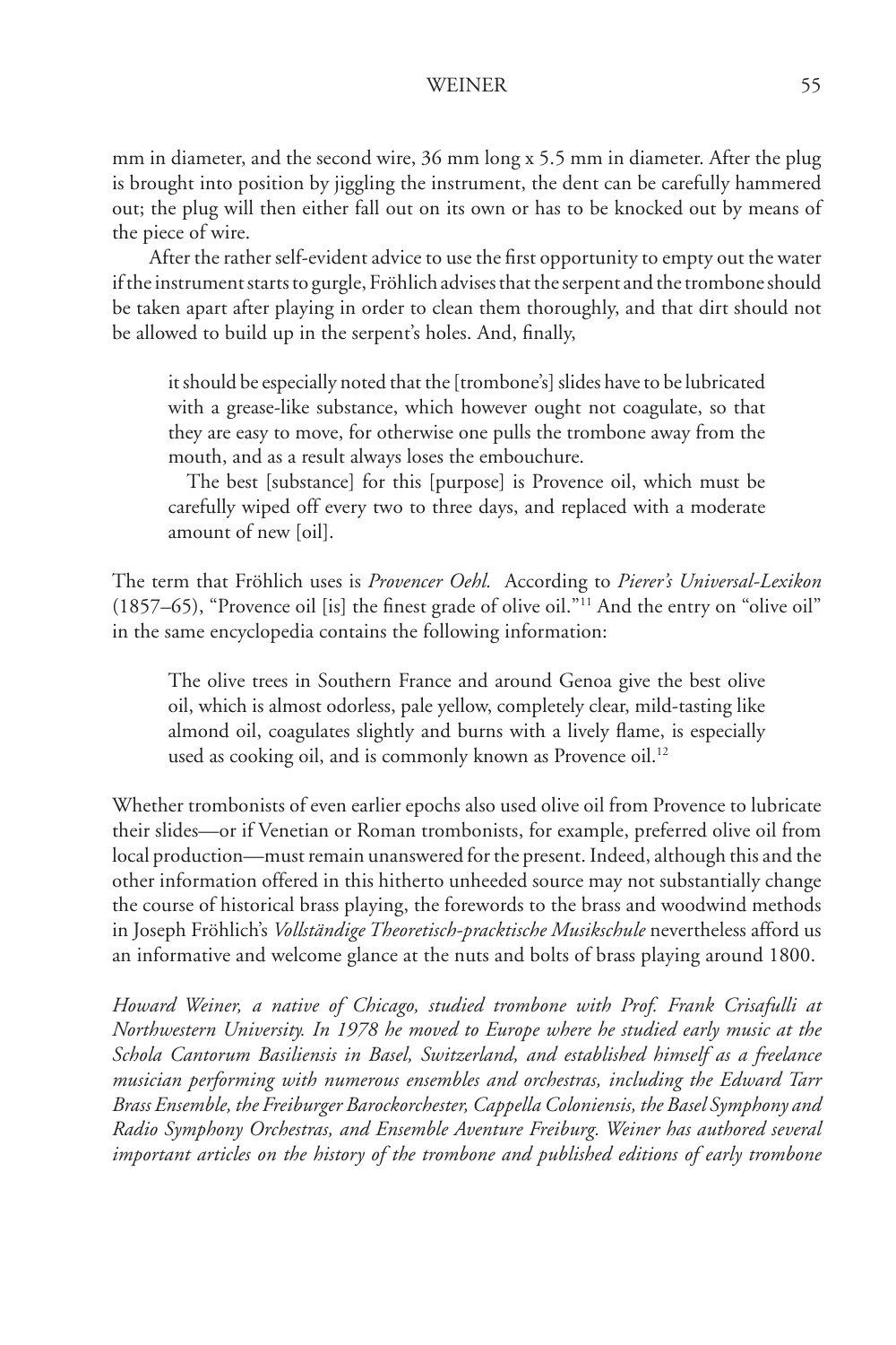mm in diameter, and the second wire, 36 mm long x 5.5 mm in diameter. After the plug is brought into position by jiggling the instrument, the dent can be carefully hammered out; the plug will then either fall out on its own or has to be knocked out by means of the piece of wire.

After the rather self-evident advice to use the first opportunity to empty out the water if the instrument starts to gurgle, Fröhlich advises that the serpent and the trombone should be taken apart after playing in order to clean them thoroughly, and that dirt should not be allowed to build up in the serpent's holes. And, finally,

> it should be especially noted that the [trombone's] slides have to be lubricated with a grease-like substance, which however ought not coagulate, so that they are easy to move, for otherwise one pulls the trombone away from the mouth, and as a result always loses the embouchure.
>
> The best [substance] for this [purpose] is Provence oil, which must be carefully wiped off every two to three days, and replaced with a moderate amount of new [oil].

The term that Fröhlich uses is *Provencer Oehl.* According to *Pierer's Universal-Lexikon* (1857–65), "Provence oil [is] the finest grade of olive oil."[11] And the entry on "olive oil" in the same encyclopedia contains the following information:

> The olive trees in Southern France and around Genoa give the best olive oil, which is almost odorless, pale yellow, completely clear, mild-tasting like almond oil, coagulates slightly and burns with a lively flame, is especially used as cooking oil, and is commonly known as Provence oil.[12]

Whether trombonists of even earlier epochs also used olive oil from Provence to lubricate their slides—or if Venetian or Roman trombonists, for example, preferred olive oil from local production—must remain unanswered for the present. Indeed, although this and the other information offered in this hitherto unheeded source may not substantially change the course of historical brass playing, the forewords to the brass and woodwind methods in Joseph Fröhlich's *Vollständige Theoretisch-pracktische Musikschule* nevertheless afford us an informative and welcome glance at the nuts and bolts of brass playing around 1800.

*Howard Weiner, a native of Chicago, studied trombone with Prof. Frank Crisafulli at Northwestern University. In 1978 he moved to Europe where he studied early music at the Schola Cantorum Basiliensis in Basel, Switzerland, and established himself as a freelance musician performing with numerous ensembles and orchestras, including the Edward Tarr Brass Ensemble, the Freiburger Barockorchester, Cappella Coloniensis, the Basel Symphony and Radio Symphony Orchestras, and Ensemble Aventure Freiburg. Weiner has authored several important articles on the history of the trombone and published editions of early trombone*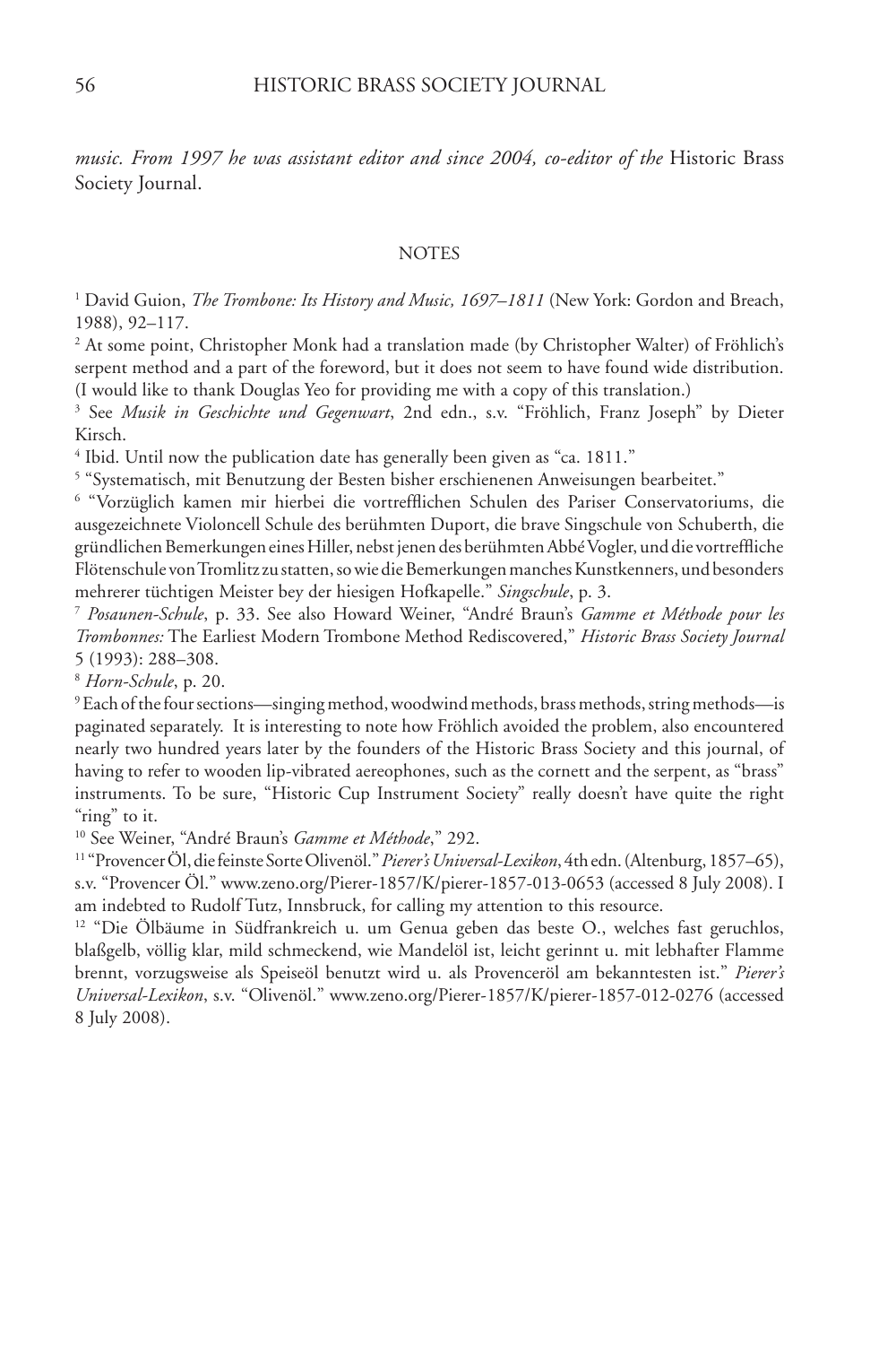*music. From 1997 he was assistant editor and since 2004, co-editor of the* Historic Brass Society Journal.

## NOTES

[1] David Guion, *The Trombone: Its History and Music, 1697–1811* (New York: Gordon and Breach, 1988), 92–117.

[2] At some point, Christopher Monk had a translation made (by Christopher Walter) of Fröhlich's serpent method and a part of the foreword, but it does not seem to have found wide distribution. (I would like to thank Douglas Yeo for providing me with a copy of this translation.)

[3] See *Musik in Geschichte und Gegenwart*, 2nd edn., s.v. "Fröhlich, Franz Joseph" by Dieter Kirsch.

[4] Ibid. Until now the publication date has generally been given as "ca. 1811."

[5] "Systematisch, mit Benutzung der Besten bisher erschienenen Anweisungen bearbeitet."

[6] "Vorzüglich kamen mir hierbei die vortrefflichen Schulen des Pariser Conservatoriums, die ausgezeichnete Violoncell Schule des berühmten Duport, die brave Singschule von Schuberth, die gründlichen Bemerkungen eines Hiller, nebst jenen des berühmten Abbé Vogler, und die vortreffliche Flötenschule von Tromlitz zu statten, so wie die Bemerkungen manches Kunstkenners, und besonders mehrerer tüchtigen Meister bey der hiesigen Hofkapelle." *Singschule*, p. 3.

[7] *Posaunen-Schule*, p. 33. See also Howard Weiner, "André Braun's *Gamme et Méthode pour les Trombonnes:* The Earliest Modern Trombone Method Rediscovered," *Historic Brass Society Journal* 5 (1993): 288–308.

[8] *Horn-Schule*, p. 20.

[9] Each of the four sections—singing method, woodwind methods, brass methods, string methods—is paginated separately. It is interesting to note how Fröhlich avoided the problem, also encountered nearly two hundred years later by the founders of the Historic Brass Society and this journal, of having to refer to wooden lip-vibrated aereophones, such as the cornett and the serpent, as "brass" instruments. To be sure, "Historic Cup Instrument Society" really doesn't have quite the right "ring" to it.

[10] See Weiner, "André Braun's *Gamme et Méthode*," 292.

[11] "Provencer Öl, die feinste Sorte Olivenöl." *Pierer's Universal-Lexikon*, 4th edn. (Altenburg, 1857–65), s.v. "Provencer Öl." www.zeno.org/Pierer-1857/K/pierer-1857-013-0653 (accessed 8 July 2008). I am indebted to Rudolf Tutz, Innsbruck, for calling my attention to this resource.

[12] "Die Ölbäume in Südfrankreich u. um Genua geben das beste O., welches fast geruchlos, blaßgelb, völlig klar, mild schmeckend, wie Mandelöl ist, leicht gerinnt u. mit lebhafter Flamme brennt, vorzugsweise als Speiseöl benutzt wird u. als Provenceröl am bekanntesten ist." *Pierer's Universal-Lexikon*, s.v. "Olivenöl." www.zeno.org/Pierer-1857/K/pierer-1857-012-0276 (accessed 8 July 2008).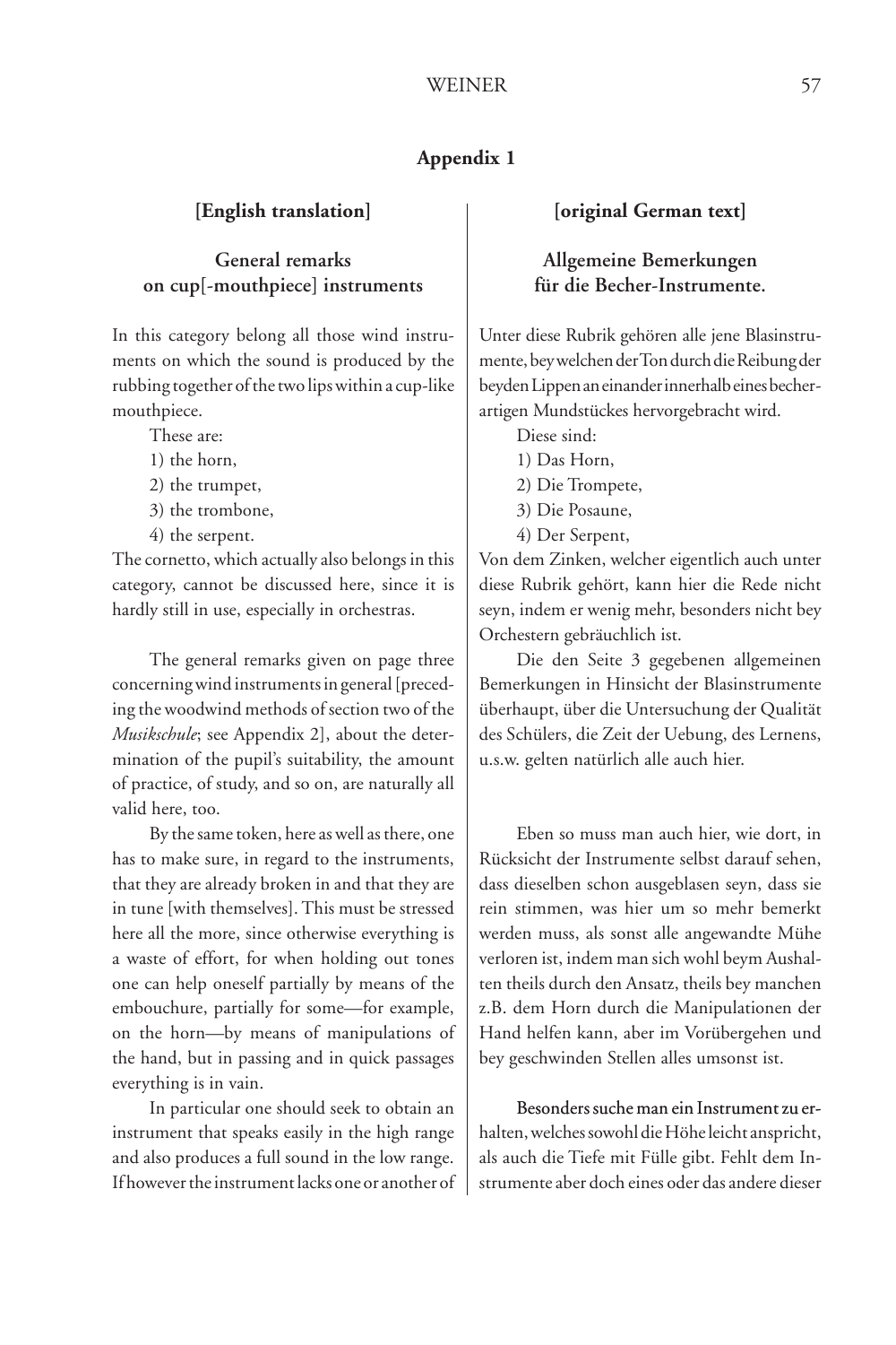## Appendix 1

### [English translation]

### General remarks on cup[-mouthpiece] instruments

In this category belong all those wind instruments on which the sound is produced by the rubbing together of the two lips within a cup-like mouthpiece.

These are:

1) the horn,
2) the trumpet,
3) the trombone,
4) the serpent.

The cornetto, which actually also belongs in this category, cannot be discussed here, since it is hardly still in use, especially in orchestras.

The general remarks given on page three concerning wind instruments in general [preceding the woodwind methods of section two of the *Musikschule*; see Appendix 2], about the determination of the pupil's suitability, the amount of practice, of study, and so on, are naturally all valid here, too.

By the same token, here as well as there, one has to make sure, in regard to the instruments, that they are already broken in and that they are in tune [with themselves]. This must be stressed here all the more, since otherwise everything is a waste of effort, for when holding out tones one can help oneself partially by means of the embouchure, partially for some—for example, on the horn—by means of manipulations of the hand, but in passing and in quick passages everything is in vain.

In particular one should seek to obtain an instrument that speaks easily in the high range and also produces a full sound in the low range. If however the instrument lacks one or another of

### [original German text]

### Allgemeine Bemerkungen für die Becher-Instrumente.

Unter diese Rubrik gehören alle jene Blasinstrumente, bey welchen der Ton durch die Reibung der beyden Lippen an einander innerhalb eines becherartigen Mundstückes hervorgebracht wird.

Diese sind:

1) Das Horn,
2) Die Trompete,
3) Die Posaune,
4) Der Serpent,

Von dem Zinken, welcher eigentlich auch unter diese Rubrik gehört, kann hier die Rede nicht seyn, indem er wenig mehr, besonders nicht bey Orchestern gebräuchlich ist.

Die den Seite 3 gegebenen allgemeinen Bemerkungen in Hinsicht der Blasinstrumente überhaupt, über die Untersuchung der Qualität des Schülers, die Zeit der Uebung, des Lernens, u.s.w. gelten natürlich alle auch hier.

Eben so muss man auch hier, wie dort, in Rücksicht der Instrumente selbst darauf sehen, dass dieselben schon ausgeblasen seyn, dass sie rein stimmen, was hier um so mehr bemerkt werden muss, als sonst alle angewandte Mühe verloren ist, indem man sich wohl beym Aushalten theils durch den Ansatz, theils bey manchen z.B. dem Horn durch die Manipulationen der Hand helfen kann, aber im Vorübergehen und bey geschwinden Stellen alles umsonst ist.

Besonders suche man ein Instrument zu erhalten, welches sowohl die Höhe leicht anspricht, als auch die Tiefe mit Fülle gibt. Fehlt dem Instrumente aber doch eines oder das andere dieser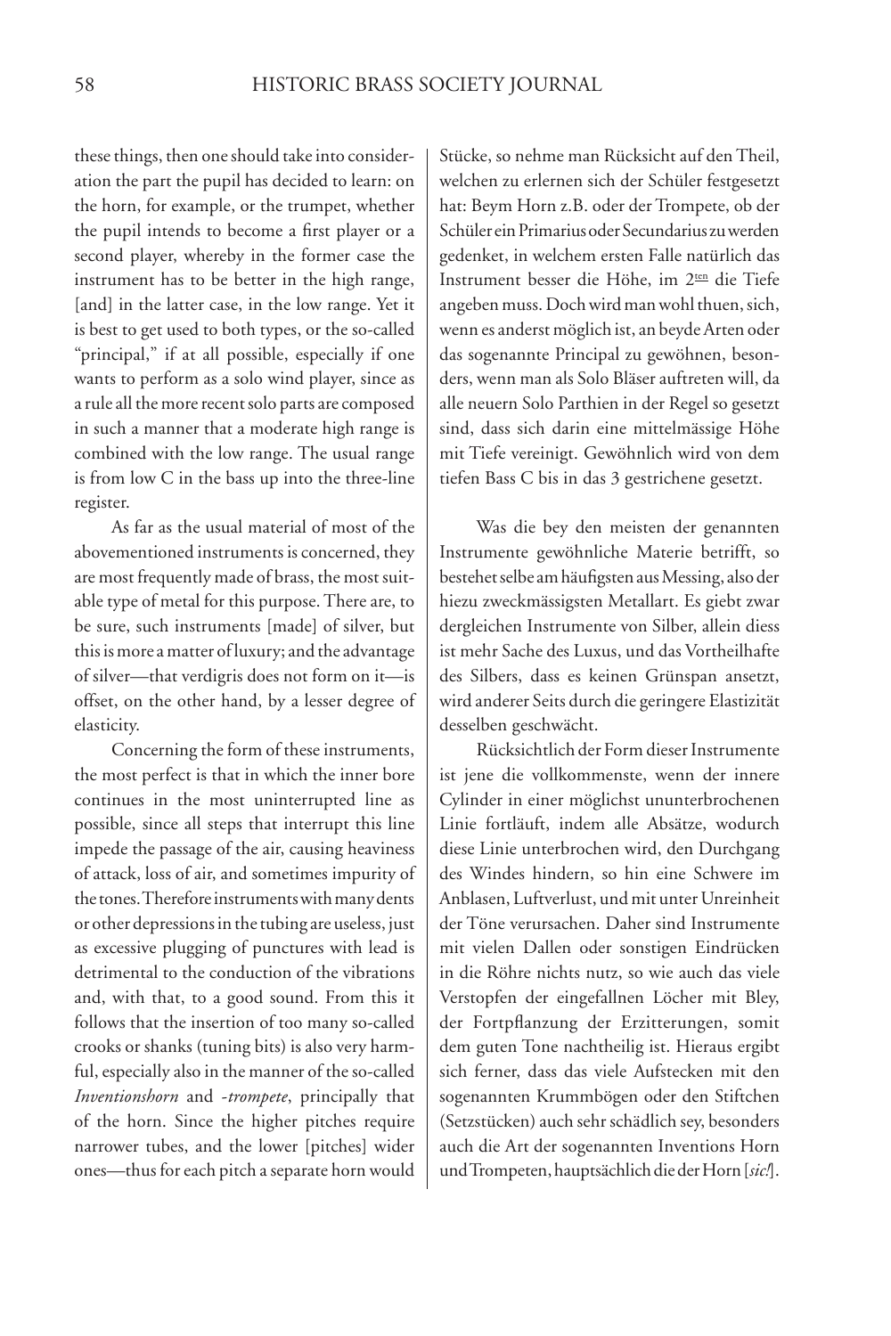these things, then one should take into consideration the part the pupil has decided to learn: on the horn, for example, or the trumpet, whether the pupil intends to become a first player or a second player, whereby in the former case the instrument has to be better in the high range, [and] in the latter case, in the low range. Yet it is best to get used to both types, or the so-called "principal," if at all possible, especially if one wants to perform as a solo wind player, since as a rule all the more recent solo parts are composed in such a manner that a moderate high range is combined with the low range. The usual range is from low C in the bass up into the three-line register.

As far as the usual material of most of the abovementioned instruments is concerned, they are most frequently made of brass, the most suitable type of metal for this purpose. There are, to be sure, such instruments [made] of silver, but this is more a matter of luxury; and the advantage of silver—that verdigris does not form on it—is offset, on the other hand, by a lesser degree of elasticity.

Concerning the form of these instruments, the most perfect is that in which the inner bore continues in the most uninterrupted line as possible, since all steps that interrupt this line impede the passage of the air, causing heaviness of attack, loss of air, and sometimes impurity of the tones. Therefore instruments with many dents or other depressions in the tubing are useless, just as excessive plugging of punctures with lead is detrimental to the conduction of the vibrations and, with that, to a good sound. From this it follows that the insertion of too many so-called crooks or shanks (tuning bits) is also very harmful, especially also in the manner of the so-called *Inventionshorn* and *-trompete*, principally that of the horn. Since the higher pitches require narrower tubes, and the lower [pitches] wider ones—thus for each pitch a separate horn would

Stücke, so nehme man Rücksicht auf den Theil, welchen zu erlernen sich der Schüler festgesetzt hat: Beym Horn z.B. oder der Trompete, ob der Schüler ein Primarius oder Secundarius zu werden gedenket, in welchem ersten Falle natürlich das Instrument besser die Höhe, im 2ten die Tiefe angeben muss. Doch wird man wohl thuen, sich, wenn es anderst möglich ist, an beyde Arten oder das sogenannte Principal zu gewöhnen, besonders, wenn man als Solo Bläser auftreten will, da alle neuern Solo Parthien in der Regel so gesetzt sind, dass sich darin eine mittelmässige Höhe mit Tiefe vereinigt. Gewöhnlich wird von dem tiefen Bass C bis in das 3 gestrichene gesetzt.

Was die bey den meisten der genannten Instrumente gewöhnliche Materie betrifft, so bestehet selbe am häufigsten aus Messing, also der hiezu zweckmässigsten Metallart. Es giebt zwar dergleichen Instrumente von Silber, allein diess ist mehr Sache des Luxus, und das Vortheilhafte des Silbers, dass es keinen Grünspan ansetzt, wird anderer Seits durch die geringere Elastizität desselben geschwächt.

Rücksichtlich der Form dieser Instrumente ist jene die vollkommenste, wenn der innere Cylinder in einer möglichst ununterbrochenen Linie fortläuft, indem alle Absätze, wodurch diese Linie unterbrochen wird, den Durchgang des Windes hindern, so hin eine Schwere im Anblasen, Luftverlust, und mit unter Unreinheit der Töne verursachen. Daher sind Instrumente mit vielen Dallen oder sonstigen Eindrücken in die Röhre nichts nutz, so wie auch das viele Verstopfen der eingefallnen Löcher mit Bley, der Fortpflanzung der Erzitterungen, somit dem guten Tone nachtheilig ist. Hieraus ergibt sich ferner, dass das viele Aufstecken mit den sogenannten Krummbögen oder den Stiftchen (Setzstücken) auch sehr schädlich sey, besonders auch die Art der sogenannten Inventions Horn und Trompeten, hauptsächlich die der Horn [*sic!*].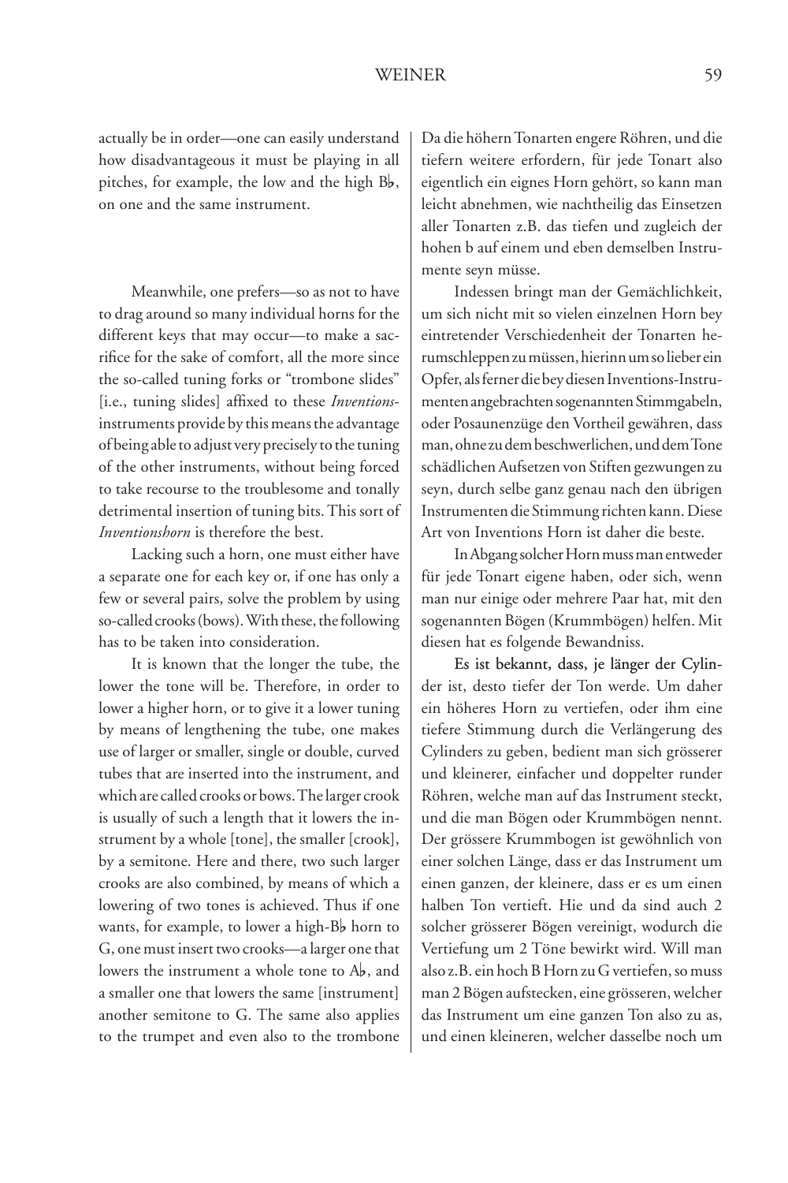actually be in order—one can easily understand how disadvantageous it must be playing in all pitches, for example, the low and the high B♭, on one and the same instrument.

Meanwhile, one prefers—so as not to have to drag around so many individual horns for the different keys that may occur—to make a sacrifice for the sake of comfort, all the more since the so-called tuning forks or "trombone slides" [i.e., tuning slides] affixed to these *Inventions*-instruments provide by this means the advantage of being able to adjust very precisely to the tuning of the other instruments, without being forced to take recourse to the troublesome and tonally detrimental insertion of tuning bits. This sort of *Inventionshorn* is therefore the best.

Lacking such a horn, one must either have a separate one for each key or, if one has only a few or several pairs, solve the problem by using so-called crooks (bows). With these, the following has to be taken into consideration.

It is known that the longer the tube, the lower the tone will be. Therefore, in order to lower a higher horn, or to give it a lower tuning by means of lengthening the tube, one makes use of larger or smaller, single or double, curved tubes that are inserted into the instrument, and which are called crooks or bows. The larger crook is usually of such a length that it lowers the instrument by a whole [tone], the smaller [crook], by a semitone. Here and there, two such larger crooks are also combined, by means of which a lowering of two tones is achieved. Thus if one wants, for example, to lower a high-B♭ horn to G, one must insert two crooks—a larger one that lowers the instrument a whole tone to A♭, and a smaller one that lowers the same [instrument] another semitone to G. The same also applies to the trumpet and even also to the trombone

Da die höhern Tonarten engere Röhren, und die tiefern weitere erfordern, für jede Tonart also eigentlich ein eignes Horn gehört, so kann man leicht abnehmen, wie nachtheilig das Einsetzen aller Tonarten z.B. das tiefen und zugleich der hohen b auf einem und eben demselben Instrumente seyn müsse.

Indessen bringt man der Gemächlichkeit, um sich nicht mit so vielen einzelnen Horn bey eintretender Verschiedenheit der Tonarten herumschleppen zu müssen, hierinn um so lieber ein Opfer, als ferner die bey diesen Inventions-Instrumenten angebrachten sogenannten Stimmgabeln, oder Posaunenzüge den Vortheil gewähren, dass man, ohne zu dem beschwerlichen, und dem Tone schädlichen Aufsetzen von Stiften gezwungen zu seyn, durch selbe ganz genau nach den übrigen Instrumenten die Stimmung richten kann. Diese Art von Inventions Horn ist daher die beste.

In Abgang solcher Horn muss man entweder für jede Tonart eigene haben, oder sich, wenn man nur einige oder mehrere Paar hat, mit den sogenannten Bögen (Krummbögen) helfen. Mit diesen hat es folgende Bewandniss.

Es ist bekannt, dass, je länger der Cylinder ist, desto tiefer der Ton werde. Um daher ein höheres Horn zu vertiefen, oder ihm eine tiefere Stimmung durch die Verlängerung des Cylinders zu geben, bedient man sich grösserer und kleinerer, einfacher und doppelter runder Röhren, welche man auf das Instrument steckt, und die man Bögen oder Krummbögen nennt. Der grössere Krummbogen ist gewöhnlich von einer solchen Länge, dass er das Instrument um einen ganzen, der kleinere, dass er es um einen halben Ton vertieft. Hie und da sind auch 2 solcher grösserer Bögen vereinigt, wodurch die Vertiefung um 2 Töne bewirkt wird. Will man also z.B. ein hoch B Horn zu G vertiefen, so muss man 2 Bögen aufstecken, eine grösseren, welcher das Instrument um eine ganzen Ton also zu as, und einen kleineren, welcher dasselbe noch um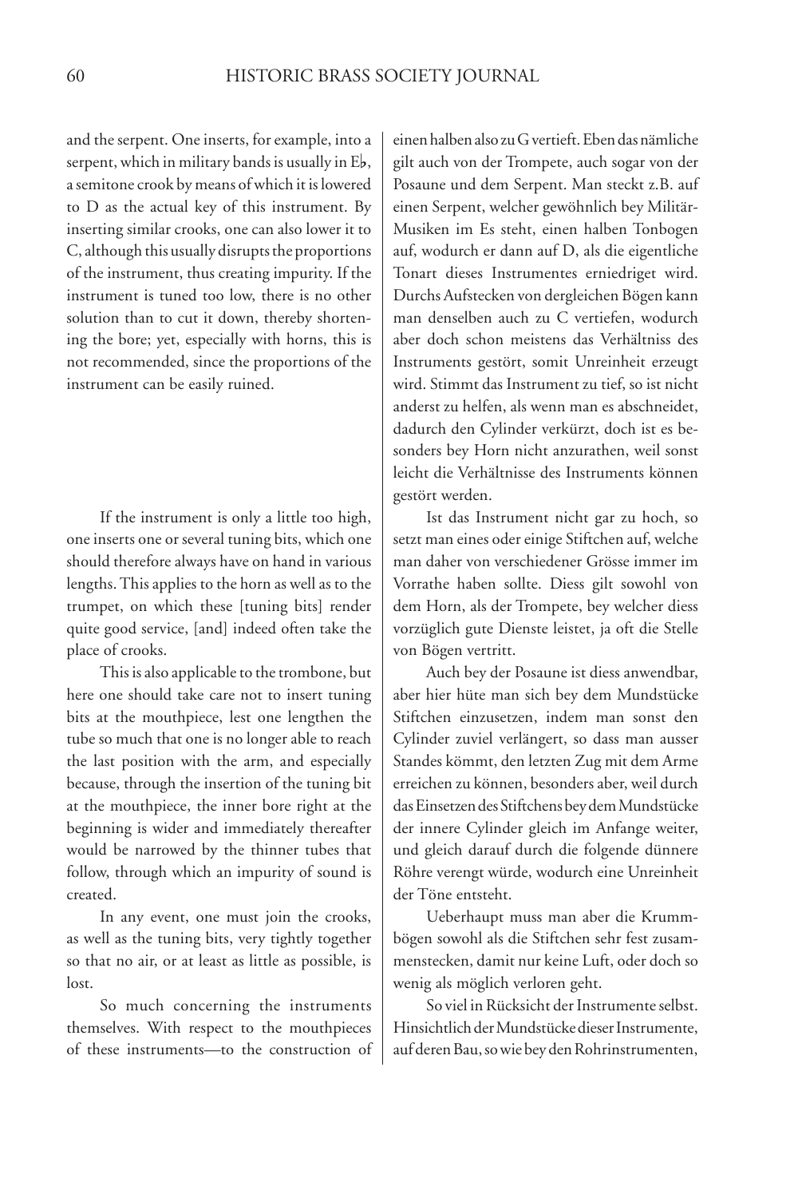and the serpent. One inserts, for example, into a serpent, which in military bands is usually in E♭, a semitone crook by means of which it is lowered to D as the actual key of this instrument. By inserting similar crooks, one can also lower it to C, although this usually disrupts the proportions of the instrument, thus creating impurity. If the instrument is tuned too low, there is no other solution than to cut it down, thereby shortening the bore; yet, especially with horns, this is not recommended, since the proportions of the instrument can be easily ruined.

If the instrument is only a little too high, one inserts one or several tuning bits, which one should therefore always have on hand in various lengths. This applies to the horn as well as to the trumpet, on which these [tuning bits] render quite good service, [and] indeed often take the place of crooks.

This is also applicable to the trombone, but here one should take care not to insert tuning bits at the mouthpiece, lest one lengthen the tube so much that one is no longer able to reach the last position with the arm, and especially because, through the insertion of the tuning bit at the mouthpiece, the inner bore right at the beginning is wider and immediately thereafter would be narrowed by the thinner tubes that follow, through which an impurity of sound is created.

In any event, one must join the crooks, as well as the tuning bits, very tightly together so that no air, or at least as little as possible, is lost.

So much concerning the instruments themselves. With respect to the mouthpieces of these instruments—to the construction of

einen halben also zu G vertieft. Eben das nämliche gilt auch von der Trompete, auch sogar von der Posaune und dem Serpent. Man steckt z.B. auf einen Serpent, welcher gewöhnlich bey Militär-Musiken im Es steht, einen halben Tonbogen auf, wodurch er dann auf D, als die eigentliche Tonart dieses Instrumentes erniedriget wird. Durchs Aufstecken von dergleichen Bögen kann man denselben auch zu C vertiefen, wodurch aber doch schon meistens das Verhältniss des Instruments gestört, somit Unreinheit erzeugt wird. Stimmt das Instrument zu tief, so ist nicht anderst zu helfen, als wenn man es abschneidet, dadurch den Cylinder verkürzt, doch ist es besonders bey Horn nicht anzurathen, weil sonst leicht die Verhältnisse des Instruments können gestört werden.

Ist das Instrument nicht gar zu hoch, so setzt man eines oder einige Stiftchen auf, welche man daher von verschiedener Grösse immer im Vorrathe haben sollte. Diess gilt sowohl von dem Horn, als der Trompete, bey welcher diess vorzüglich gute Dienste leistet, ja oft die Stelle von Bögen vertritt.

Auch bey der Posaune ist diess anwendbar, aber hier hüte man sich bey dem Mundstücke Stiftchen einzusetzen, indem man sonst den Cylinder zuviel verlängert, so dass man ausser Standes kömmt, den letzten Zug mit dem Arme erreichen zu können, besonders aber, weil durch das Einsetzen des Stiftchens bey dem Mundstücke der innere Cylinder gleich im Anfange weiter, und gleich darauf durch die folgende dünnere Röhre verengt würde, wodurch eine Unreinheit der Töne entsteht.

Ueberhaupt muss man aber die Krummbögen sowohl als die Stiftchen sehr fest zusammenstecken, damit nur keine Luft, oder doch so wenig als möglich verloren geht.

So viel in Rücksicht der Instrumente selbst. Hinsichtlich der Mundstücke dieser Instrumente, auf deren Bau, so wie bey den Rohrinstrumenten,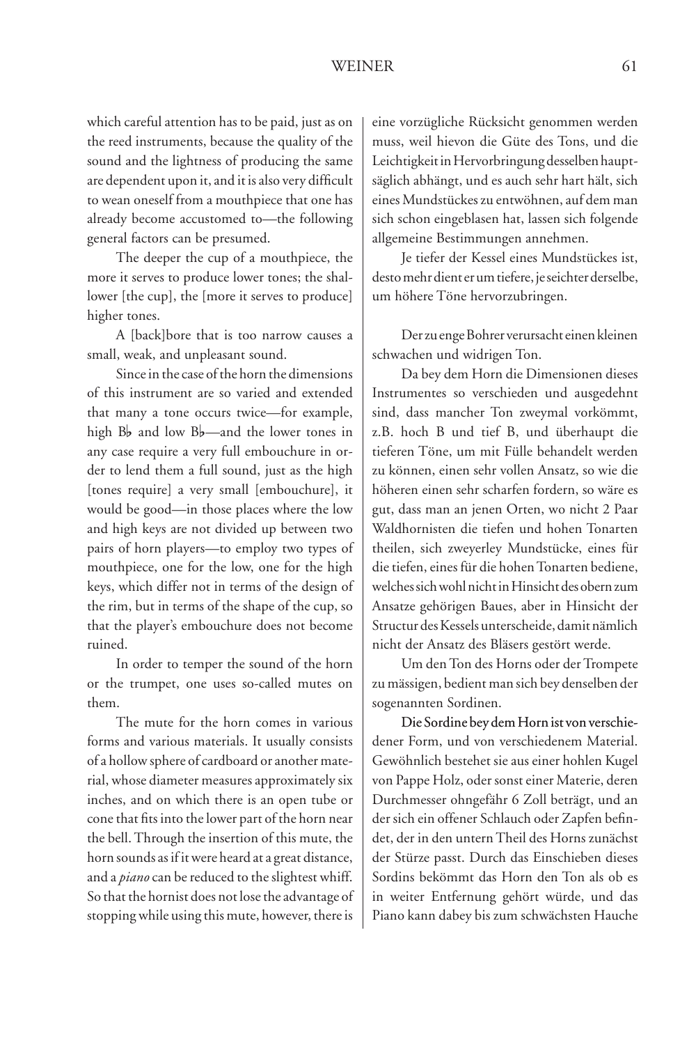which careful attention has to be paid, just as on the reed instruments, because the quality of the sound and the lightness of producing the same are dependent upon it, and it is also very difficult to wean oneself from a mouthpiece that one has already become accustomed to—the following general factors can be presumed.

The deeper the cup of a mouthpiece, the more it serves to produce lower tones; the shallower [the cup], the [more it serves to produce] higher tones.

A [back]bore that is too narrow causes a small, weak, and unpleasant sound.

Since in the case of the horn the dimensions of this instrument are so varied and extended that many a tone occurs twice—for example, high B♭ and low B♭—and the lower tones in any case require a very full embouchure in order to lend them a full sound, just as the high [tones require] a very small [embouchure], it would be good—in those places where the low and high keys are not divided up between two pairs of horn players—to employ two types of mouthpiece, one for the low, one for the high keys, which differ not in terms of the design of the rim, but in terms of the shape of the cup, so that the player's embouchure does not become ruined.

In order to temper the sound of the horn or the trumpet, one uses so-called mutes on them.

The mute for the horn comes in various forms and various materials. It usually consists of a hollow sphere of cardboard or another material, whose diameter measures approximately six inches, and on which there is an open tube or cone that fits into the lower part of the horn near the bell. Through the insertion of this mute, the horn sounds as if it were heard at a great distance, and a *piano* can be reduced to the slightest whiff. So that the hornist does not lose the advantage of stopping while using this mute, however, there is

eine vorzügliche Rücksicht genommen werden muss, weil hievon die Güte des Tons, und die Leichtigkeit in Hervorbringung desselben hauptsäglich abhängt, und es auch sehr hart hält, sich eines Mundstückes zu entwöhnen, auf dem man sich schon eingeblasen hat, lassen sich folgende allgemeine Bestimmungen annehmen.

Je tiefer der Kessel eines Mundstückes ist, desto mehr dient er um tiefere, je seichter derselbe, um höhere Töne hervorzubringen.

Der zu enge Bohrer verursacht einen kleinen schwachen und widrigen Ton.

Da bey dem Horn die Dimensionen dieses Instrumentes so verschieden und ausgedehnt sind, dass mancher Ton zweymal vorkömmt, z.B. hoch B und tief B, und überhaupt die tieferen Töne, um mit Fülle behandelt werden zu können, einen sehr vollen Ansatz, so wie die höheren einen sehr scharfen fordern, so wäre es gut, dass man an jenen Orten, wo nicht 2 Paar Waldhornisten die tiefen und hohen Tonarten theilen, sich zweyerley Mundstücke, eines für die tiefen, eines für die hohen Tonarten bediene, welches sich wohl nicht in Hinsicht des obern zum Ansatze gehörigen Baues, aber in Hinsicht der Structur des Kessels unterscheide, damit nämlich nicht der Ansatz des Bläsers gestört werde.

Um den Ton des Horns oder der Trompete zu mässigen, bedient man sich bey denselben der sogenannten Sordinen.

Die Sordine bey dem Horn ist von verschiedener Form, und von verschiedenem Material. Gewöhnlich bestehet sie aus einer hohlen Kugel von Pappe Holz, oder sonst einer Materie, deren Durchmesser ohngefähr 6 Zoll beträgt, und an der sich ein offener Schlauch oder Zapfen befindet, der in den untern Theil des Horns zunächst der Stürze passt. Durch das Einschieben dieses Sordins bekömmt das Horn den Ton als ob es in weiter Entfernung gehört würde, und das Piano kann dabey bis zum schwächsten Hauche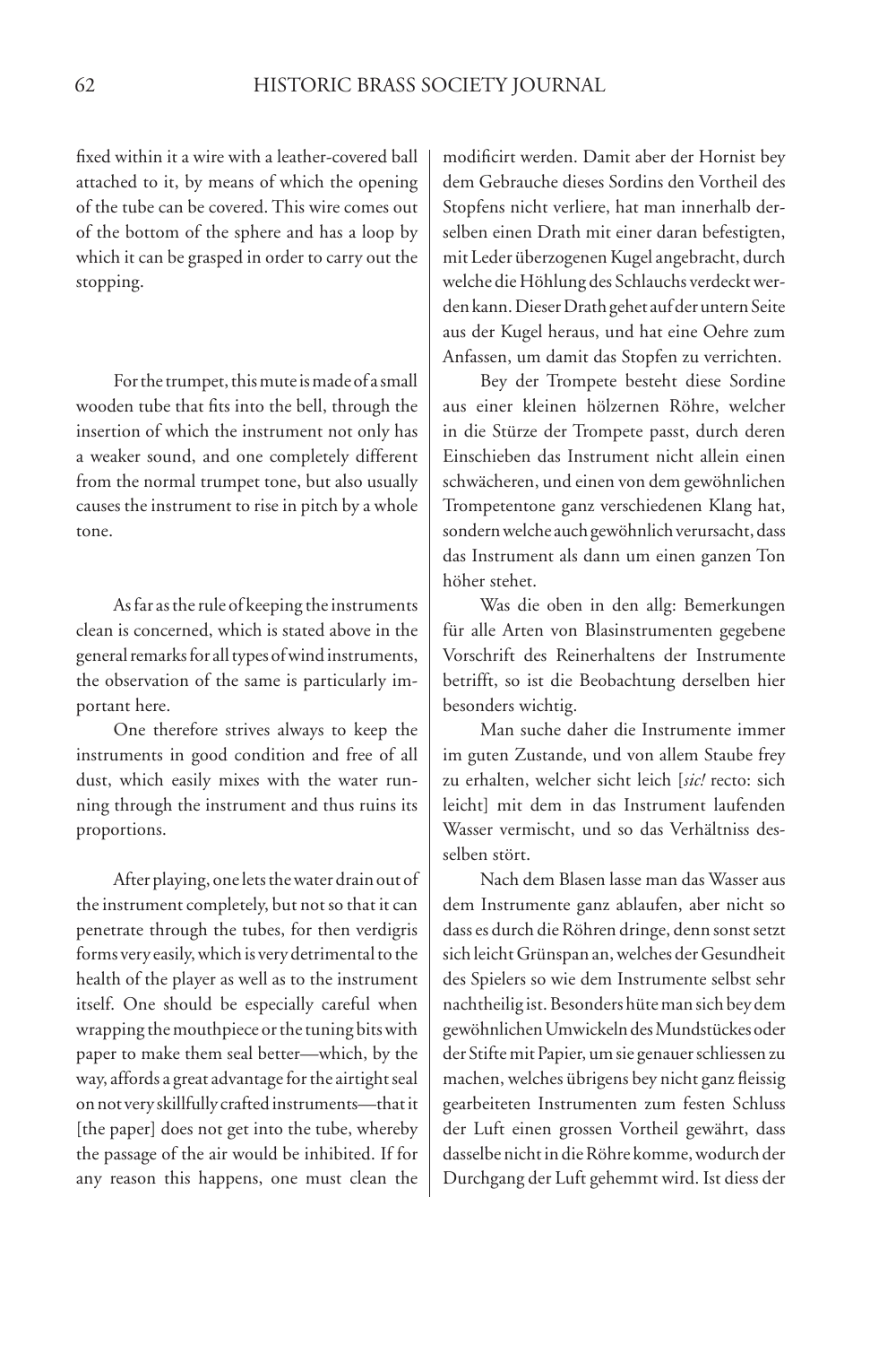fixed within it a wire with a leather-covered ball attached to it, by means of which the opening of the tube can be covered. This wire comes out of the bottom of the sphere and has a loop by which it can be grasped in order to carry out the stopping.

modificirt werden. Damit aber der Hornist bey dem Gebrauche dieses Sordins den Vortheil des Stopfens nicht verliere, hat man innerhalb derselben einen Drath mit einer daran befestigten, mit Leder überzogenen Kugel angebracht, durch welche die Höhlung des Schlauchs verdeckt werden kann. Dieser Drath gehet auf der untern Seite aus der Kugel heraus, und hat eine Oehre zum Anfassen, um damit das Stopfen zu verrichten.

For the trumpet, this mute is made of a small wooden tube that fits into the bell, through the insertion of which the instrument not only has a weaker sound, and one completely different from the normal trumpet tone, but also usually causes the instrument to rise in pitch by a whole tone.

Bey der Trompete besteht diese Sordine aus einer kleinen hölzernen Röhre, welcher in die Stürze der Trompete passt, durch deren Einschieben das Instrument nicht allein einen schwächeren, und einen von dem gewöhnlichen Trompetentone ganz verschiedenen Klang hat, sondern welche auch gewöhnlich verursacht, dass das Instrument als dann um einen ganzen Ton höher stehet.

As far as the rule of keeping the instruments clean is concerned, which is stated above in the general remarks for all types of wind instruments, the observation of the same is particularly important here.

Was die oben in den allg: Bemerkungen für alle Arten von Blasinstrumenten gegebene Vorschrift des Reinerhaltens der Instrumente betrifft, so ist die Beobachtung derselben hier besonders wichtig.

One therefore strives always to keep the instruments in good condition and free of all dust, which easily mixes with the water running through the instrument and thus ruins its proportions.

Man suche daher die Instrumente immer im guten Zustande, und von allem Staube frey zu erhalten, welcher sicht leich [*sic!* recto: sich leicht] mit dem in das Instrument laufenden Wasser vermischt, und so das Verhältniss desselben stört.

After playing, one lets the water drain out of the instrument completely, but not so that it can penetrate through the tubes, for then verdigris forms very easily, which is very detrimental to the health of the player as well as to the instrument itself. One should be especially careful when wrapping the mouthpiece or the tuning bits with paper to make them seal better—which, by the way, affords a great advantage for the airtight seal on not very skillfully crafted instruments—that it [the paper] does not get into the tube, whereby the passage of the air would be inhibited. If for any reason this happens, one must clean the

Nach dem Blasen lasse man das Wasser aus dem Instrumente ganz ablaufen, aber nicht so dass es durch die Röhren dringe, denn sonst setzt sich leicht Grünspan an, welches der Gesundheit des Spielers so wie dem Instrumente selbst sehr nachtheilig ist. Besonders hüte man sich bey dem gewöhnlichen Umwickeln des Mundstückes oder der Stifte mit Papier, um sie genauer schliessen zu machen, welches übrigens bey nicht ganz fleissig gearbeiteten Instrumenten zum festen Schluss der Luft einen grossen Vortheil gewährt, dass dasselbe nicht in die Röhre komme, wodurch der Durchgang der Luft gehemmt wird. Ist diess der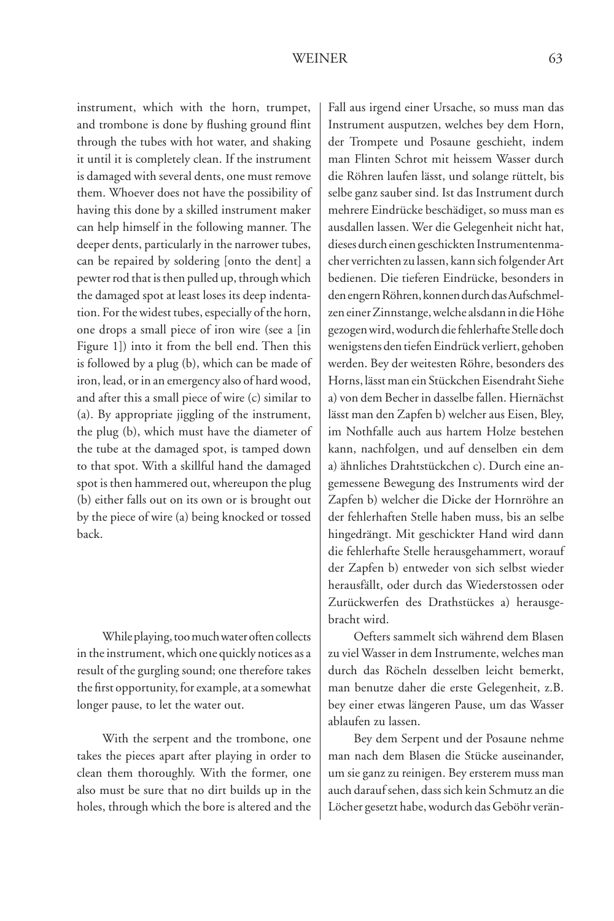instrument, which with the horn, trumpet, and trombone is done by flushing ground flint through the tubes with hot water, and shaking it until it is completely clean. If the instrument is damaged with several dents, one must remove them. Whoever does not have the possibility of having this done by a skilled instrument maker can help himself in the following manner. The deeper dents, particularly in the narrower tubes, can be repaired by soldering [onto the dent] a pewter rod that is then pulled up, through which the damaged spot at least loses its deep indentation. For the widest tubes, especially of the horn, one drops a small piece of iron wire (see a [in Figure 1]) into it from the bell end. Then this is followed by a plug (b), which can be made of iron, lead, or in an emergency also of hard wood, and after this a small piece of wire (c) similar to (a). By appropriate jiggling of the instrument, the plug (b), which must have the diameter of the tube at the damaged spot, is tamped down to that spot. With a skillful hand the damaged spot is then hammered out, whereupon the plug (b) either falls out on its own or is brought out by the piece of wire (a) being knocked or tossed back.

Fall aus irgend einer Ursache, so muss man das Instrument ausputzen, welches bey dem Horn, der Trompete und Posaune geschieht, indem man Flinten Schrot mit heissem Wasser durch die Röhren laufen lässt, und solange rüttelt, bis selbe ganz sauber sind. Ist das Instrument durch mehrere Eindrücke beschädiget, so muss man es ausdallen lassen. Wer die Gelegenheit nicht hat, dieses durch einen geschickten Instrumentenmacher verrichten zu lassen, kann sich folgender Art bedienen. Die tieferen Eindrücke, besonders in den engern Röhren, konnen durch das Aufschmelzen einer Zinnstange, welche alsdann in die Höhe gezogen wird, wodurch die fehlerhafte Stelle doch wenigstens den tiefen Eindrück verliert, gehoben werden. Bey der weitesten Röhre, besonders des Horns, lässt man ein Stückchen Eisendraht Siehe a) von dem Becher in dasselbe fallen. Hiernächst lässt man den Zapfen b) welcher aus Eisen, Bley, im Nothfalle auch aus hartem Holze bestehen kann, nachfolgen, und auf denselben ein dem a) ähnliches Drahtstückchen c). Durch eine angemessene Bewegung des Instruments wird der Zapfen b) welcher die Dicke der Hornröhre an der fehlerhaften Stelle haben muss, bis an selbe hingedrängt. Mit geschickter Hand wird dann die fehlerhafte Stelle herausgehammert, worauf der Zapfen b) entweder von sich selbst wieder herausfällt, oder durch das Wiederstossen oder Zurückwerfen des Drathstückes a) herausgebracht wird.

While playing, too much water often collects in the instrument, which one quickly notices as a result of the gurgling sound; one therefore takes the first opportunity, for example, at a somewhat longer pause, to let the water out.

Oefters sammelt sich während dem Blasen zu viel Wasser in dem Instrumente, welches man durch das Röcheln desselben leicht bemerkt, man benutze daher die erste Gelegenheit, z.B. bey einer etwas längeren Pause, um das Wasser ablaufen zu lassen.

With the serpent and the trombone, one takes the pieces apart after playing in order to clean them thoroughly. With the former, one also must be sure that no dirt builds up in the holes, through which the bore is altered and the

Bey dem Serpent und der Posaune nehme man nach dem Blasen die Stücke auseinander, um sie ganz zu reinigen. Bey ersterem muss man auch darauf sehen, dass sich kein Schmutz an die Löcher gesetzt habe, wodurch das Geböhr verän-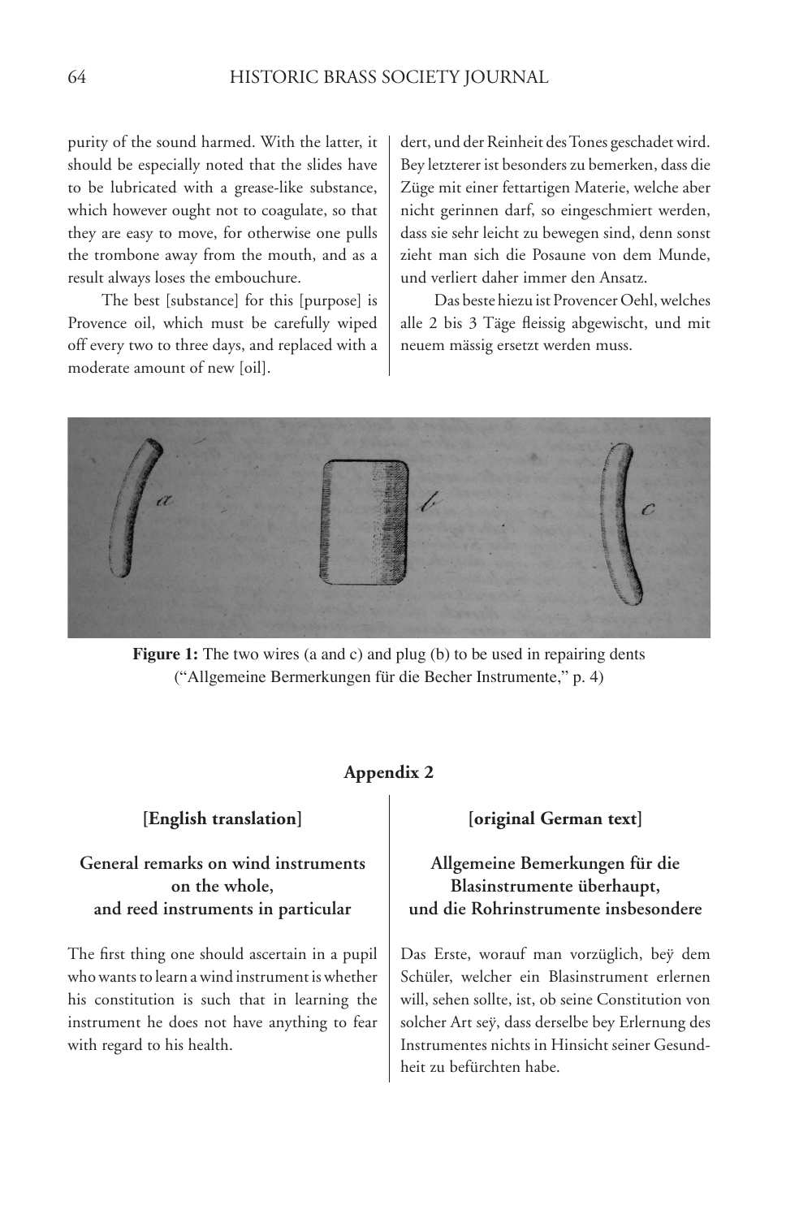purity of the sound harmed. With the latter, it should be especially noted that the slides have to be lubricated with a grease-like substance, which however ought not to coagulate, so that they are easy to move, for otherwise one pulls the trombone away from the mouth, and as a result always loses the embouchure.

The best [substance] for this [purpose] is Provence oil, which must be carefully wiped off every two to three days, and replaced with a moderate amount of new [oil].

dert, und der Reinheit des Tones geschadet wird. Bey letzterer ist besonders zu bemerken, dass die Züge mit einer fettartigen Materie, welche aber nicht gerinnen darf, so eingeschmiert werden, dass sie sehr leicht zu bewegen sind, denn sonst zieht man sich die Posaune von dem Munde, und verliert daher immer den Ansatz.

Das beste hiezu ist Provencer Oehl, welches alle 2 bis 3 Täge fleissig abgewischt, und mit neuem mässig ersetzt werden muss.

**Figure 1:** The two wires (a and c) and plug (b) to be used in repairing dents ("Allgemeine Bermerkungen für die Becher Instrumente," p. 4)

## Appendix 2

### [English translation]

### General remarks on wind instruments on the whole, and reed instruments in particular

The first thing one should ascertain in a pupil who wants to learn a wind instrument is whether his constitution is such that in learning the instrument he does not have anything to fear with regard to his health.

### [original German text]

### Allgemeine Bemerkungen für die Blasinstrumente überhaupt, und die Rohrinstrumente insbesondere

Das Erste, worauf man vorzüglich, beÿ dem Schüler, welcher ein Blasinstrument erlernen will, sehen sollte, ist, ob seine Constitution von solcher Art seÿ, dass derselbe bey Erlernung des Instrumentes nichts in Hinsicht seiner Gesundheit zu befürchten habe.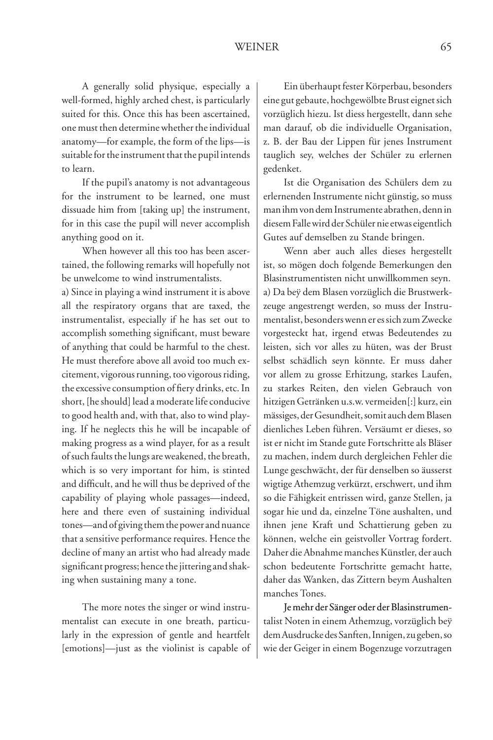A generally solid physique, especially a well-formed, highly arched chest, is particularly suited for this. Once this has been ascertained, one must then determine whether the individual anatomy—for example, the form of the lips—is suitable for the instrument that the pupil intends to learn.

If the pupil's anatomy is not advantageous for the instrument to be learned, one must dissuade him from [taking up] the instrument, for in this case the pupil will never accomplish anything good on it.

When however all this too has been ascertained, the following remarks will hopefully not be unwelcome to wind instrumentalists.

a) Since in playing a wind instrument it is above all the respiratory organs that are taxed, the instrumentalist, especially if he has set out to accomplish something significant, must beware of anything that could be harmful to the chest. He must therefore above all avoid too much excitement, vigorous running, too vigorous riding, the excessive consumption of fiery drinks, etc. In short, [he should] lead a moderate life conducive to good health and, with that, also to wind playing. If he neglects this he will be incapable of making progress as a wind player, for as a result of such faults the lungs are weakened, the breath, which is so very important for him, is stinted and difficult, and he will thus be deprived of the capability of playing whole passages—indeed, here and there even of sustaining individual tones—and of giving them the power and nuance that a sensitive performance requires. Hence the decline of many an artist who had already made significant progress; hence the jittering and shaking when sustaining many a tone.

The more notes the singer or wind instrumentalist can execute in one breath, particularly in the expression of gentle and heartfelt [emotions]—just as the violinist is capable of

Ein überhaupt fester Körperbau, besonders eine gut gebaute, hochgewölbte Brust eignet sich vorzüglich hiezu. Ist diess hergestellt, dann sehe man darauf, ob die individuelle Organisation, z. B. der Bau der Lippen für jenes Instrument tauglich sey, welches der Schüler zu erlernen gedenket.

Ist die Organisation des Schülers dem zu erlernenden Instrumente nicht günstig, so muss man ihm von dem Instrumente abrathen, denn in diesem Falle wird der Schüler nie etwas eigentlich Gutes auf demselben zu Stande bringen.

Wenn aber auch alles dieses hergestellt ist, so mögen doch folgende Bemerkungen den Blasinstrumentisten nicht unwillkommen seyn.

a) Da beÿ dem Blasen vorzüglich die Brustwerkzeuge angestrengt werden, so muss der Instrumentalist, besonders wenn er es sich zum Zwecke vorgesteckt hat, irgend etwas Bedeutendes zu leisten, sich vor alles zu hüten, was der Brust selbst schädlich seyn könnte. Er muss daher vor allem zu grosse Erhitzung, starkes Laufen, zu starkes Reiten, den vielen Gebrauch von hitzigen Getränken u.s.w. vermeiden[:] kurz, ein mässiges, der Gesundheit, somit auch dem Blasen dienliches Leben führen. Versäumt er dieses, so ist er nicht im Stande gute Fortschritte als Bläser zu machen, indem durch dergleichen Fehler die Lunge geschwächt, der für denselben so äusserst wigtige Athemzug verkürzt, erschwert, und ihm so die Fähigkeit entrissen wird, ganze Stellen, ja sogar hie und da, einzelne Töne aushalten, und ihnen jene Kraft und Schattierung geben zu können, welche ein geistvoller Vortrag fordert. Daher die Abnahme manches Künstler, der auch schon bedeutente Fortschritte gemacht hatte, daher das Wanken, das Zittern beym Aushalten manches Tones.

Je mehr der Sänger oder der Blasinstrumentalist Noten in einem Athemzug, vorzüglich beÿ dem Ausdrucke des Sanften, Innigen, zu geben, so wie der Geiger in einem Bogenzuge vorzutragen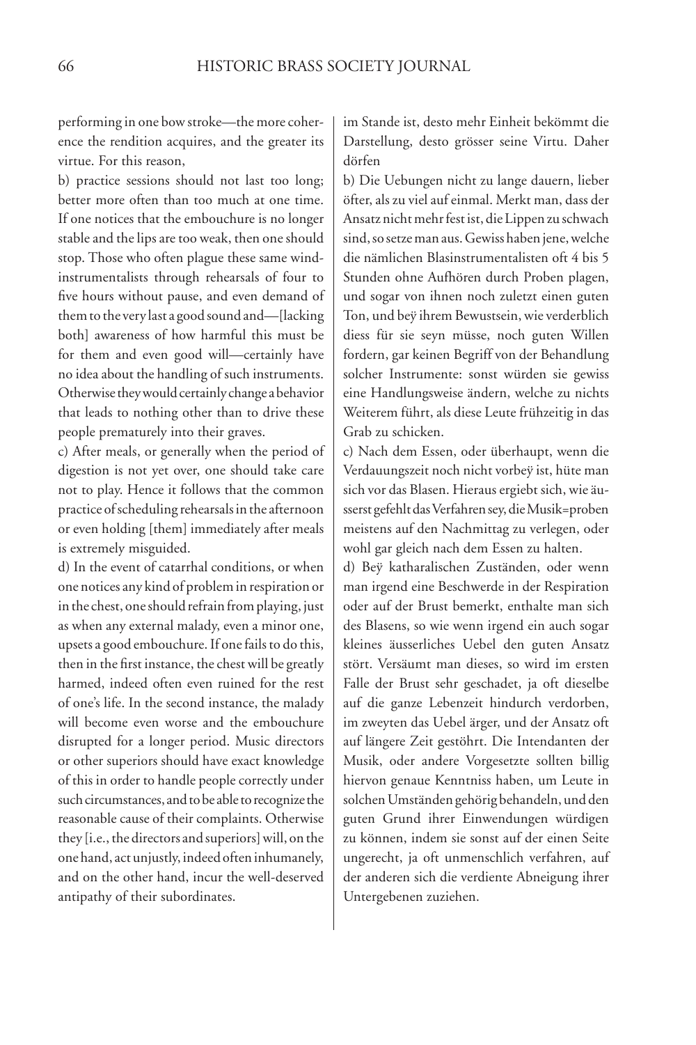performing in one bow stroke—the more coherence the rendition acquires, and the greater its virtue. For this reason,

b) practice sessions should not last too long; better more often than too much at one time. If one notices that the embouchure is no longer stable and the lips are too weak, then one should stop. Those who often plague these same wind-instrumentalists through rehearsals of four to five hours without pause, and even demand of them to the very last a good sound and—[lacking both] awareness of how harmful this must be for them and even good will—certainly have no idea about the handling of such instruments. Otherwise they would certainly change a behavior that leads to nothing other than to drive these people prematurely into their graves.

c) After meals, or generally when the period of digestion is not yet over, one should take care not to play. Hence it follows that the common practice of scheduling rehearsals in the afternoon or even holding [them] immediately after meals is extremely misguided.

d) In the event of catarrhal conditions, or when one notices any kind of problem in respiration or in the chest, one should refrain from playing, just as when any external malady, even a minor one, upsets a good embouchure. If one fails to do this, then in the first instance, the chest will be greatly harmed, indeed often even ruined for the rest of one's life. In the second instance, the malady will become even worse and the embouchure disrupted for a longer period. Music directors or other superiors should have exact knowledge of this in order to handle people correctly under such circumstances, and to be able to recognize the reasonable cause of their complaints. Otherwise they [i.e., the directors and superiors] will, on the one hand, act unjustly, indeed often inhumanely, and on the other hand, incur the well-deserved antipathy of their subordinates.

im Stande ist, desto mehr Einheit bekömmt die Darstellung, desto grösser seine Virtu. Daher dörfen

b) Die Uebungen nicht zu lange dauern, lieber öfter, als zu viel auf einmal. Merkt man, dass der Ansatz nicht mehr fest ist, die Lippen zu schwach sind, so setze man aus. Gewiss haben jene, welche die nämlichen Blasinstrumentalisten oft 4 bis 5 Stunden ohne Aufhören durch Proben plagen, und sogar von ihnen noch zuletzt einen guten Ton, und beÿ ihrem Bewustsein, wie verderblich diess für sie seyn müsse, noch guten Willen fordern, gar keinen Begriff von der Behandlung solcher Instrumente: sonst würden sie gewiss eine Handlungsweise ändern, welche zu nichts Weiterem führt, als diese Leute frühzeitig in das Grab zu schicken.

c) Nach dem Essen, oder überhaupt, wenn die Verdauungszeit noch nicht vorbeÿ ist, hüte man sich vor das Blasen. Hieraus ergiebt sich, wie äusserst gefehlt das Verfahren sey, die Musik=proben meistens auf den Nachmittag zu verlegen, oder wohl gar gleich nach dem Essen zu halten.

d) Beÿ katharalischen Zuständen, oder wenn man irgend eine Beschwerde in der Respiration oder auf der Brust bemerkt, enthalte man sich des Blasens, so wie wenn irgend ein auch sogar kleines äusserliches Uebel den guten Ansatz stört. Versäumt man dieses, so wird im ersten Falle der Brust sehr geschadet, ja oft dieselbe auf die ganze Lebenzeit hindurch verdorben, im zweyten das Uebel ärger, und der Ansatz oft auf längere Zeit gestöhrt. Die Intendanten der Musik, oder andere Vorgesetzte sollten billig hiervon genaue Kenntniss haben, um Leute in solchen Umständen gehörig behandeln, und den guten Grund ihrer Einwendungen würdigen zu können, indem sie sonst auf der einen Seite ungerecht, ja oft unmenschlich verfahren, auf der anderen sich die verdiente Abneigung ihrer Untergebenen zuziehen.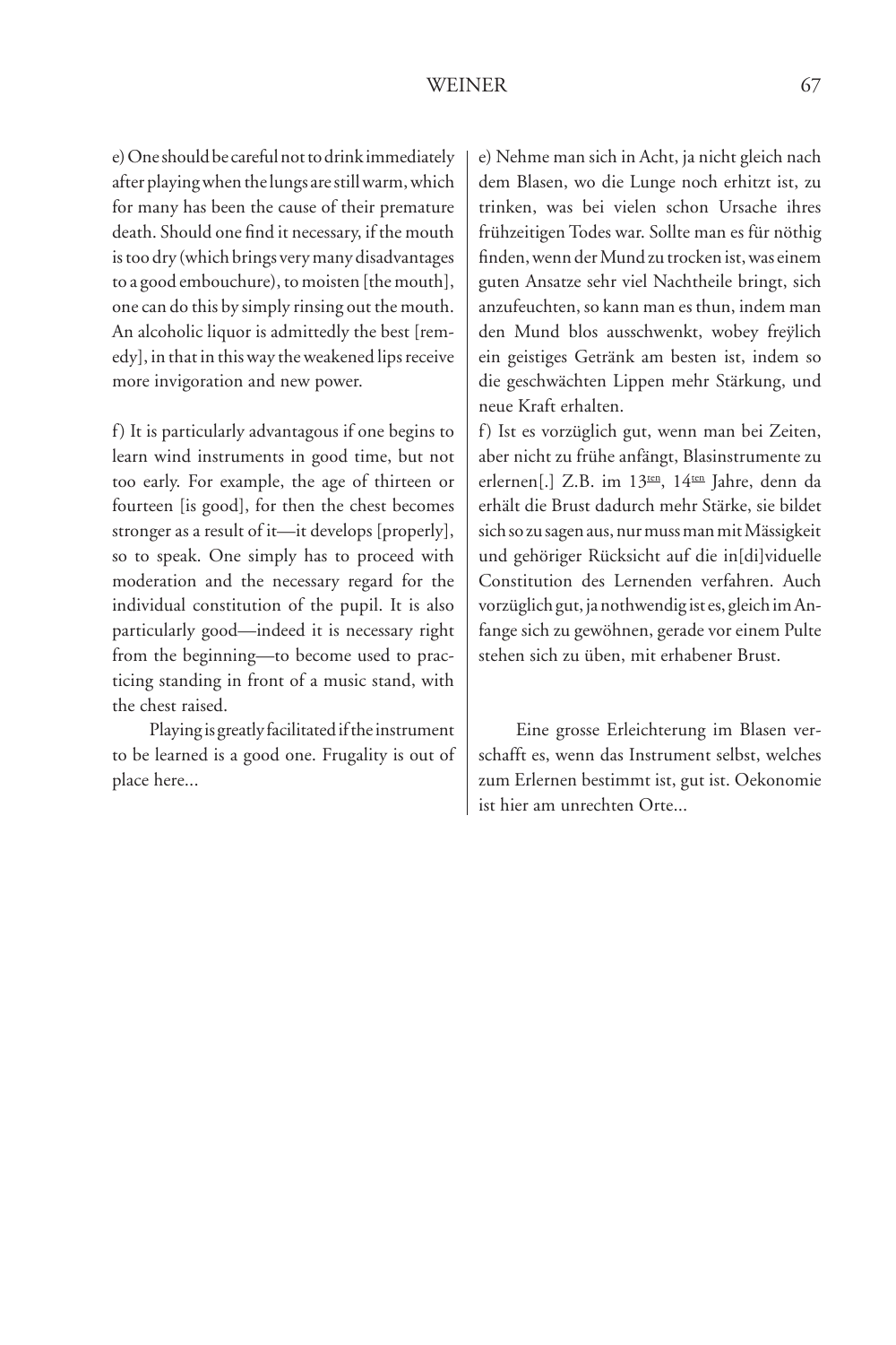e) One should be careful not to drink immediately after playing when the lungs are still warm, which for many has been the cause of their premature death. Should one find it necessary, if the mouth is too dry (which brings very many disadvantages to a good embouchure), to moisten [the mouth], one can do this by simply rinsing out the mouth. An alcoholic liquor is admittedly the best [remedy], in that in this way the weakened lips receive more invigoration and new power.

f) It is particularly advantagous if one begins to learn wind instruments in good time, but not too early. For example, the age of thirteen or fourteen [is good], for then the chest becomes stronger as a result of it—it develops [properly], so to speak. One simply has to proceed with moderation and the necessary regard for the individual constitution of the pupil. It is also particularly good—indeed it is necessary right from the beginning—to become used to practicing standing in front of a music stand, with the chest raised.

Playing is greatly facilitated if the instrument to be learned is a good one. Frugality is out of place here...

e) Nehme man sich in Acht, ja nicht gleich nach dem Blasen, wo die Lunge noch erhitzt ist, zu trinken, was bei vielen schon Ursache ihres frühzeitigen Todes war. Sollte man es für nöthig finden, wenn der Mund zu trocken ist, was einem guten Ansatze sehr viel Nachtheile bringt, sich anzufeuchten, so kann man es thun, indem man den Mund blos ausschwenkt, wobey freÿlich ein geistiges Getränk am besten ist, indem so die geschwächten Lippen mehr Stärkung, und neue Kraft erhalten.

f) Ist es vorzüglich gut, wenn man bei Zeiten, aber nicht zu frühe anfängt, Blasinstrumente zu erlernen[.] Z.B. im 13ten, 14ten Jahre, denn da erhält die Brust dadurch mehr Stärke, sie bildet sich so zu sagen aus, nur muss man mit Mässigkeit und gehöriger Rücksicht auf die in[di]viduelle Constitution des Lernenden verfahren. Auch vorzüglich gut, ja nothwendig ist es, gleich im Anfange sich zu gewöhnen, gerade vor einem Pulte stehen sich zu üben, mit erhabener Brust.

Eine grosse Erleichterung im Blasen verschafft es, wenn das Instrument selbst, welches zum Erlernen bestimmt ist, gut ist. Oekonomie ist hier am unrechten Orte...